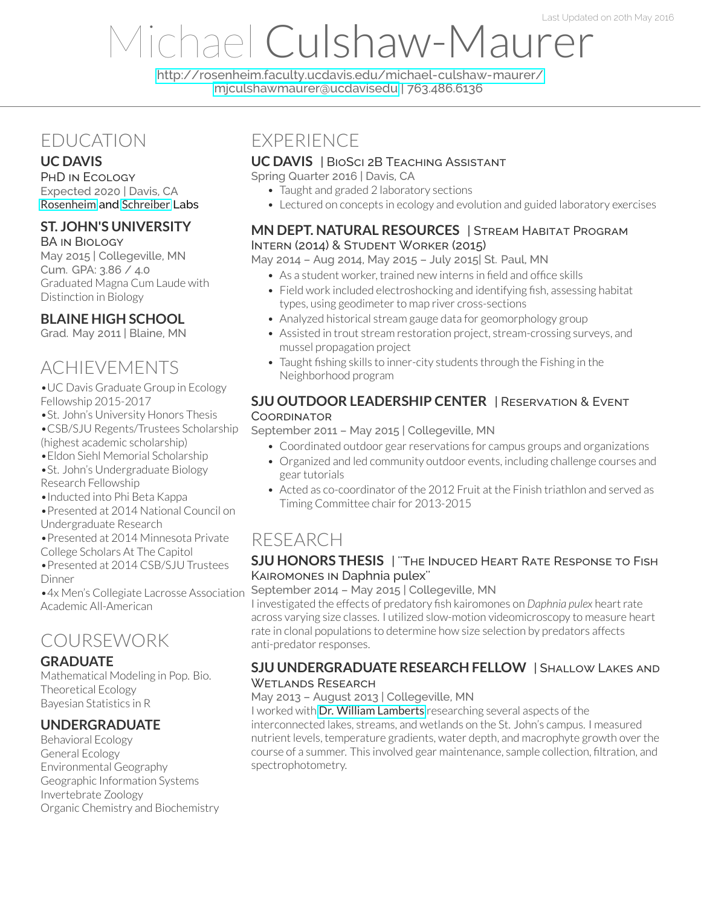Last Updated on 20th May 2016

# Michael Culshaw-Maurer

http://rosenheim.faculty.ucdavis.edu/michael-culshaw-maurer/
mjculshawmaurer@ucdavisedu | 763.486.6136

## EDUCATION

### UC DAVIS
PHD IN ECOLOGY
Expected 2020 | Davis, CA
Rosenheim and Schreiber Labs

### ST. JOHN'S UNIVERSITY
BA IN BIOLOGY
May 2015 | Collegeville, MN
Cum. GPA: 3.86 / 4.0
Graduated Magna Cum Laude with Distinction in Biology

### BLAINE HIGH SCHOOL
Grad. May 2011 | Blaine, MN

## ACHIEVEMENTS

- UC Davis Graduate Group in Ecology Fellowship 2015-2017
- St. John's University Honors Thesis
- CSB/SJU Regents/Trustees Scholarship (highest academic scholarship)
- Eldon Siehl Memorial Scholarship
- St. John's Undergraduate Biology Research Fellowship
- Inducted into Phi Beta Kappa
- Presented at 2014 National Council on Undergraduate Research
- Presented at 2014 Minnesota Private College Scholars At The Capitol
- Presented at 2014 CSB/SJU Trustees Dinner
- 4x Men's Collegiate Lacrosse Association Academic All-American

## COURSEWORK

### GRADUATE
Mathematical Modeling in Pop. Bio.
Theoretical Ecology
Bayesian Statistics in R

### UNDERGRADUATE
Behavioral Ecology
General Ecology
Environmental Geography
Geographic Information Systems
Invertebrate Zoology
Organic Chemistry and Biochemistry

## EXPERIENCE

### UC DAVIS | BIOSCI 2B TEACHING ASSISTANT
Spring Quarter 2016 | Davis, CA

- Taught and graded 2 laboratory sections
- Lectured on concepts in ecology and evolution and guided laboratory exercises

### MN DEPT. NATURAL RESOURCES | STREAM HABITAT PROGRAM INTERN (2014) & STUDENT WORKER (2015)
May 2014 – Aug 2014, May 2015 – July 2015| St. Paul, MN

- As a student worker, trained new interns in field and office skills
- Field work included electroshocking and identifying fish, assessing habitat types, using geodimeter to map river cross-sections
- Analyzed historical stream gauge data for geomorphology group
- Assisted in trout stream restoration project, stream-crossing surveys, and mussel propagation project
- Taught fishing skills to inner-city students through the Fishing in the Neighborhood program

### SJU OUTDOOR LEADERSHIP CENTER | RESERVATION & EVENT COORDINATOR
September 2011 – May 2015 | Collegeville, MN

- Coordinated outdoor gear reservations for campus groups and organizations
- Organized and led community outdoor events, including challenge courses and gear tutorials
- Acted as co-coordinator of the 2012 Fruit at the Finish triathlon and served as Timing Committee chair for 2013-2015

## RESEARCH

### SJU HONORS THESIS | "THE INDUCED HEART RATE RESPONSE TO FISH KAIROMONES IN Daphnia pulex"
September 2014 – May 2015 | Collegeville, MN

I investigated the effects of predatory fish kairomones on *Daphnia pulex* heart rate across varying size classes. I utilized slow-motion videomicroscopy to measure heart rate in clonal populations to determine how size selection by predators affects anti-predator responses.

### SJU UNDERGRADUATE RESEARCH FELLOW | SHALLOW LAKES AND WETLANDS RESEARCH
May 2013 – August 2013 | Collegeville, MN

I worked with Dr. William Lamberts researching several aspects of the interconnected lakes, streams, and wetlands on the St. John's campus. I measured nutrient levels, temperature gradients, water depth, and macrophyte growth over the course of a summer. This involved gear maintenance, sample collection, filtration, and spectrophotometry.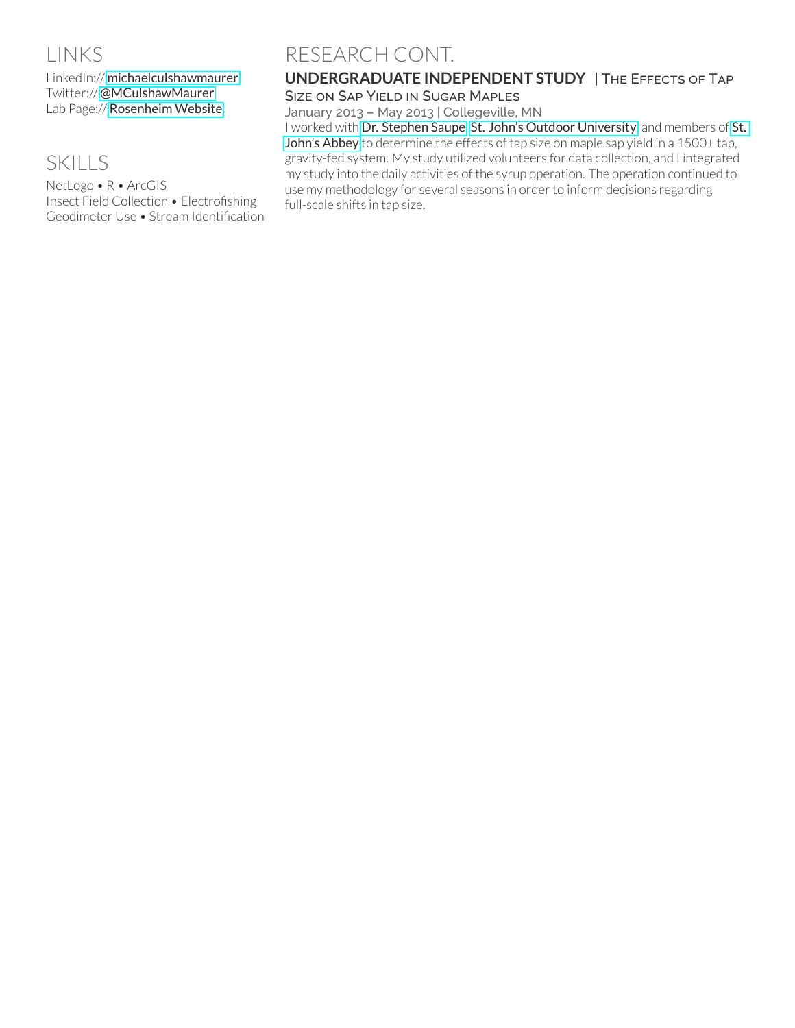## LINKS

LinkedIn:// michaelculshawmaurer
Twitter:// @MCulshawMaurer
Lab Page:// Rosenheim Website

## SKILLS

NetLogo • R • ArcGIS
Insect Field Collection • Electrofishing
Geodimeter Use • Stream Identification

## RESEARCH CONT.

**UNDERGRADUATE INDEPENDENT STUDY** | The Effects of Tap Size on Sap Yield in Sugar Maples

January 2013 – May 2013 | Collegeville, MN

I worked with Dr. Stephen Saupe, St. John's Outdoor University, and members of St. John's Abbey to determine the effects of tap size on maple sap yield in a 1500+ tap, gravity-fed system. My study utilized volunteers for data collection, and I integrated my study into the daily activities of the syrup operation. The operation continued to use my methodology for several seasons in order to inform decisions regarding full-scale shifts in tap size.